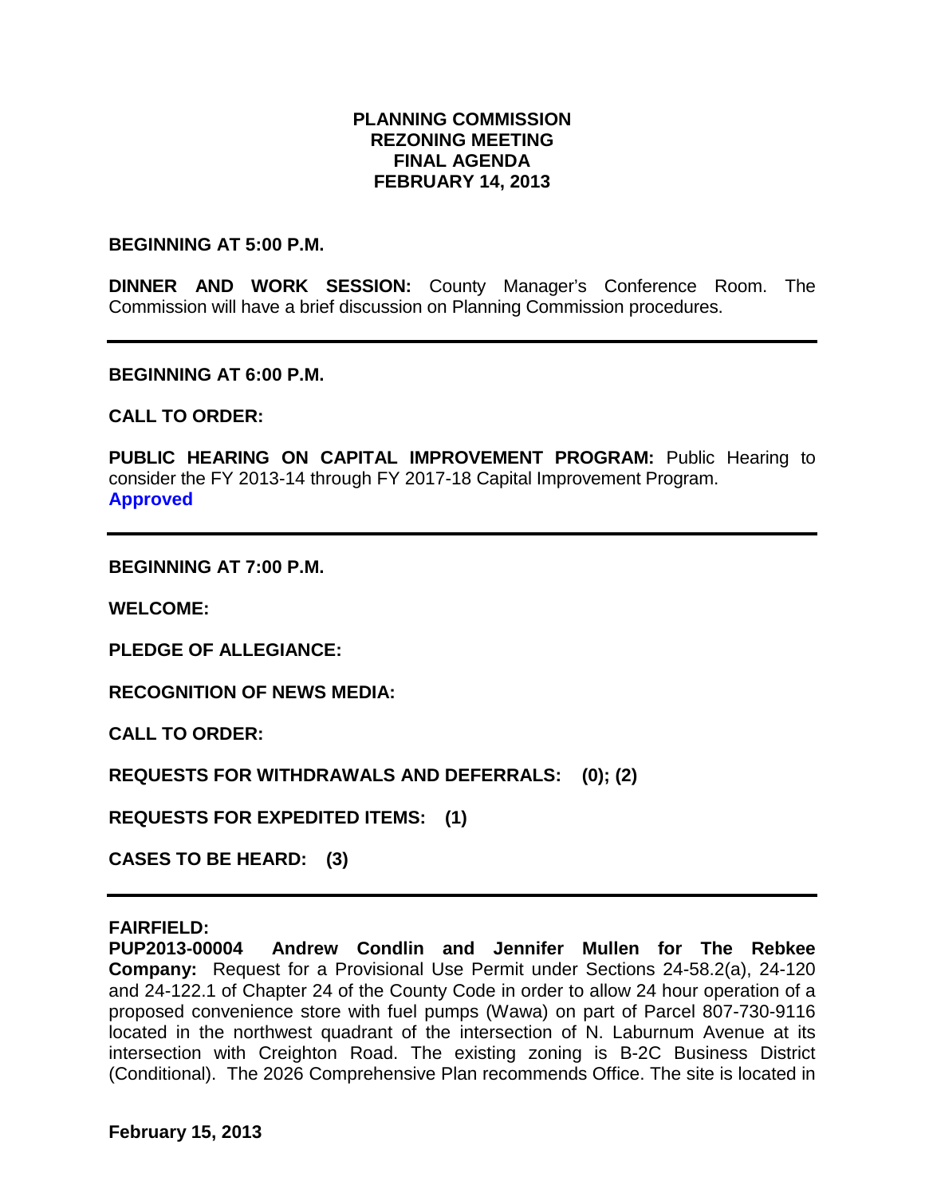# PLANNING COMMISSION
# REZONING MEETING
# FINAL AGENDA
# FEBRUARY 14, 2013

**BEGINNING AT 5:00 P.M.**

**DINNER AND WORK SESSION:** County Manager's Conference Room. The Commission will have a brief discussion on Planning Commission procedures.

---

**BEGINNING AT 6:00 P.M.**

**CALL TO ORDER:**

**PUBLIC HEARING ON CAPITAL IMPROVEMENT PROGRAM:** Public Hearing to consider the FY 2013-14 through FY 2017-18 Capital Improvement Program.
**Approved**

---

**BEGINNING AT 7:00 P.M.**

**WELCOME:**

**PLEDGE OF ALLEGIANCE:**

**RECOGNITION OF NEWS MEDIA:**

**CALL TO ORDER:**

**REQUESTS FOR WITHDRAWALS AND DEFERRALS: (0); (2)**

**REQUESTS FOR EXPEDITED ITEMS: (1)**

**CASES TO BE HEARD: (3)**

---

**FAIRFIELD:**
**PUP2013-00004 Andrew Condlin and Jennifer Mullen for The Rebkee Company:** Request for a Provisional Use Permit under Sections 24-58.2(a), 24-120 and 24-122.1 of Chapter 24 of the County Code in order to allow 24 hour operation of a proposed convenience store with fuel pumps (Wawa) on part of Parcel 807-730-9116 located in the northwest quadrant of the intersection of N. Laburnum Avenue at its intersection with Creighton Road. The existing zoning is B-2C Business District (Conditional). The 2026 Comprehensive Plan recommends Office. The site is located in

**February 15, 2013**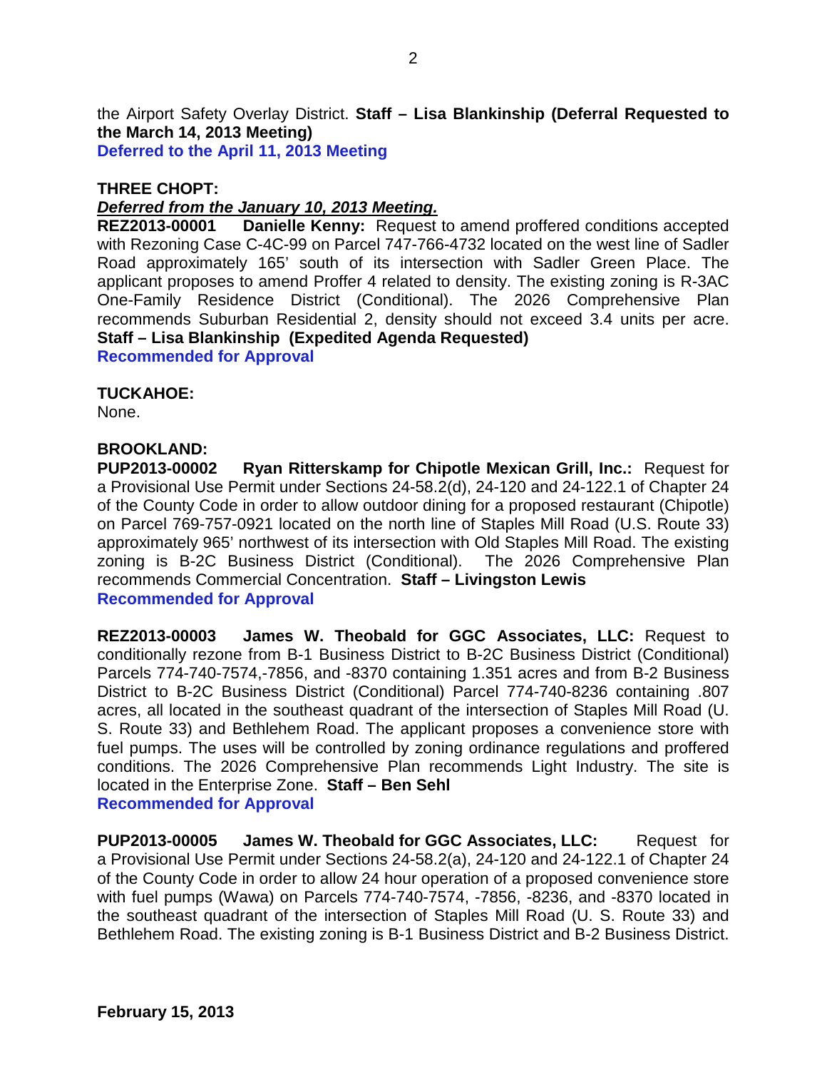the Airport Safety Overlay District. **Staff – Lisa Blankinship (Deferral Requested to the March 14, 2013 Meeting)**
**Deferred to the April 11, 2013 Meeting**

**THREE CHOPT:**
***Deferred from the January 10, 2013 Meeting.***
**REZ2013-00001 Danielle Kenny:** Request to amend proffered conditions accepted with Rezoning Case C-4C-99 on Parcel 747-766-4732 located on the west line of Sadler Road approximately 165' south of its intersection with Sadler Green Place. The applicant proposes to amend Proffer 4 related to density. The existing zoning is R-3AC One-Family Residence District (Conditional). The 2026 Comprehensive Plan recommends Suburban Residential 2, density should not exceed 3.4 units per acre. **Staff – Lisa Blankinship (Expedited Agenda Requested)**
**Recommended for Approval**

**TUCKAHOE:**
None.

**BROOKLAND:**
**PUP2013-00002 Ryan Ritterskamp for Chipotle Mexican Grill, Inc.:** Request for a Provisional Use Permit under Sections 24-58.2(d), 24-120 and 24-122.1 of Chapter 24 of the County Code in order to allow outdoor dining for a proposed restaurant (Chipotle) on Parcel 769-757-0921 located on the north line of Staples Mill Road (U.S. Route 33) approximately 965' northwest of its intersection with Old Staples Mill Road. The existing zoning is B-2C Business District (Conditional). The 2026 Comprehensive Plan recommends Commercial Concentration. **Staff – Livingston Lewis**
**Recommended for Approval**

**REZ2013-00003 James W. Theobald for GGC Associates, LLC:** Request to conditionally rezone from B-1 Business District to B-2C Business District (Conditional) Parcels 774-740-7574,-7856, and -8370 containing 1.351 acres and from B-2 Business District to B-2C Business District (Conditional) Parcel 774-740-8236 containing .807 acres, all located in the southeast quadrant of the intersection of Staples Mill Road (U. S. Route 33) and Bethlehem Road. The applicant proposes a convenience store with fuel pumps. The uses will be controlled by zoning ordinance regulations and proffered conditions. The 2026 Comprehensive Plan recommends Light Industry. The site is located in the Enterprise Zone. **Staff – Ben Sehl**
**Recommended for Approval**

**PUP2013-00005 James W. Theobald for GGC Associates, LLC:** Request for a Provisional Use Permit under Sections 24-58.2(a), 24-120 and 24-122.1 of Chapter 24 of the County Code in order to allow 24 hour operation of a proposed convenience store with fuel pumps (Wawa) on Parcels 774-740-7574, -7856, -8236, and -8370 located in the southeast quadrant of the intersection of Staples Mill Road (U. S. Route 33) and Bethlehem Road. The existing zoning is B-1 Business District and B-2 Business District.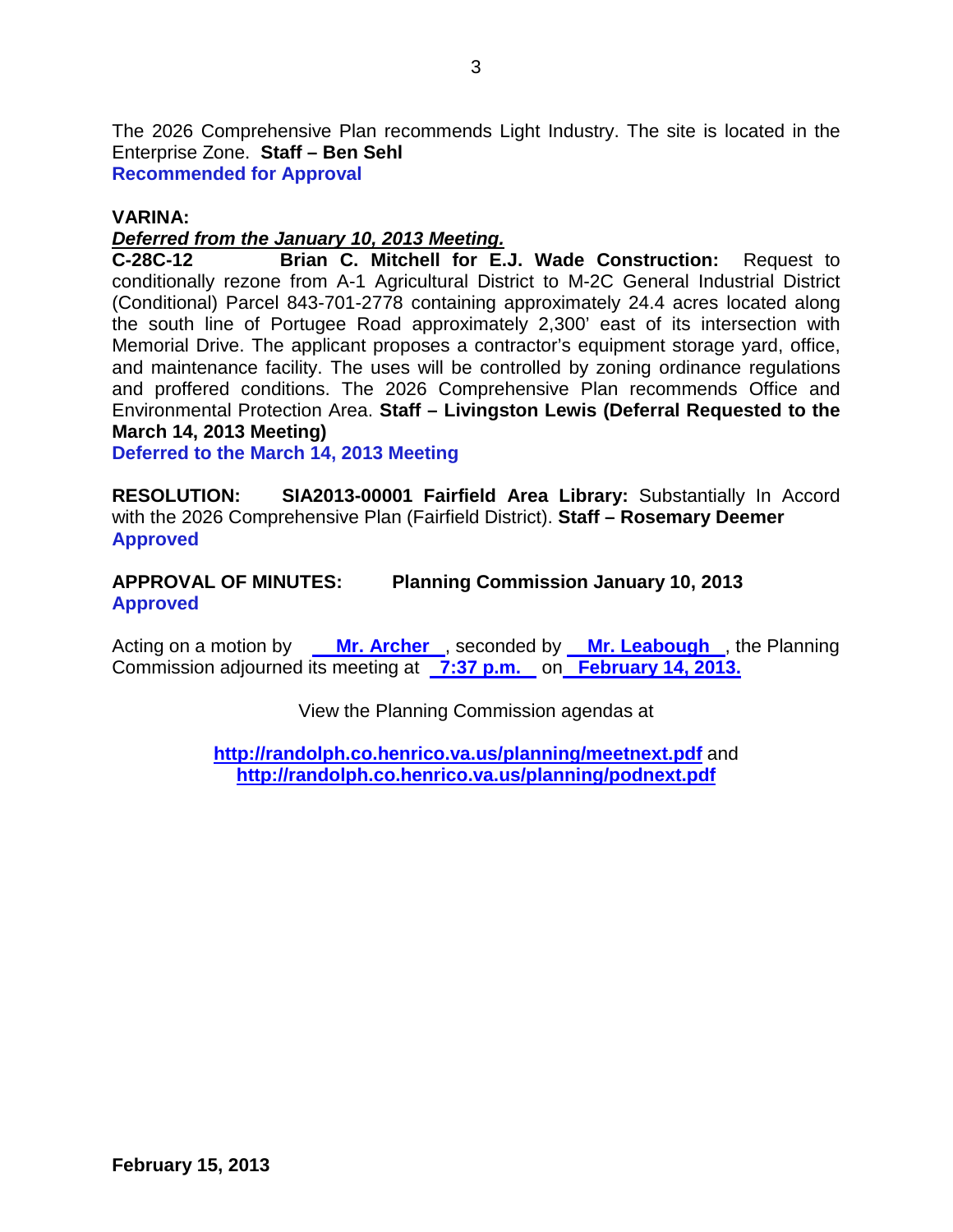The 2026 Comprehensive Plan recommends Light Industry. The site is located in the Enterprise Zone. **Staff – Ben Sehl**
**Recommended for Approval**

**VARINA:**

***Deferred from the January 10, 2013 Meeting.***

**C-28C-12 Brian C. Mitchell for E.J. Wade Construction:** Request to conditionally rezone from A-1 Agricultural District to M-2C General Industrial District (Conditional) Parcel 843-701-2778 containing approximately 24.4 acres located along the south line of Portugee Road approximately 2,300' east of its intersection with Memorial Drive. The applicant proposes a contractor's equipment storage yard, office, and maintenance facility. The uses will be controlled by zoning ordinance regulations and proffered conditions. The 2026 Comprehensive Plan recommends Office and Environmental Protection Area. **Staff – Livingston Lewis (Deferral Requested to the March 14, 2013 Meeting)**
**Deferred to the March 14, 2013 Meeting**

**RESOLUTION: SIA2013-00001 Fairfield Area Library:** Substantially In Accord with the 2026 Comprehensive Plan (Fairfield District). **Staff – Rosemary Deemer**
**Approved**

**APPROVAL OF MINUTES: Planning Commission January 10, 2013**
**Approved**

Acting on a motion by **Mr. Archer**, seconded by **Mr. Leabough**, the Planning Commission adjourned its meeting at **7:37 p.m.** on **February 14, 2013.**

View the Planning Commission agendas at

**http://randolph.co.henrico.va.us/planning/meetnext.pdf** and **http://randolph.co.henrico.va.us/planning/podnext.pdf**

**February 15, 2013**